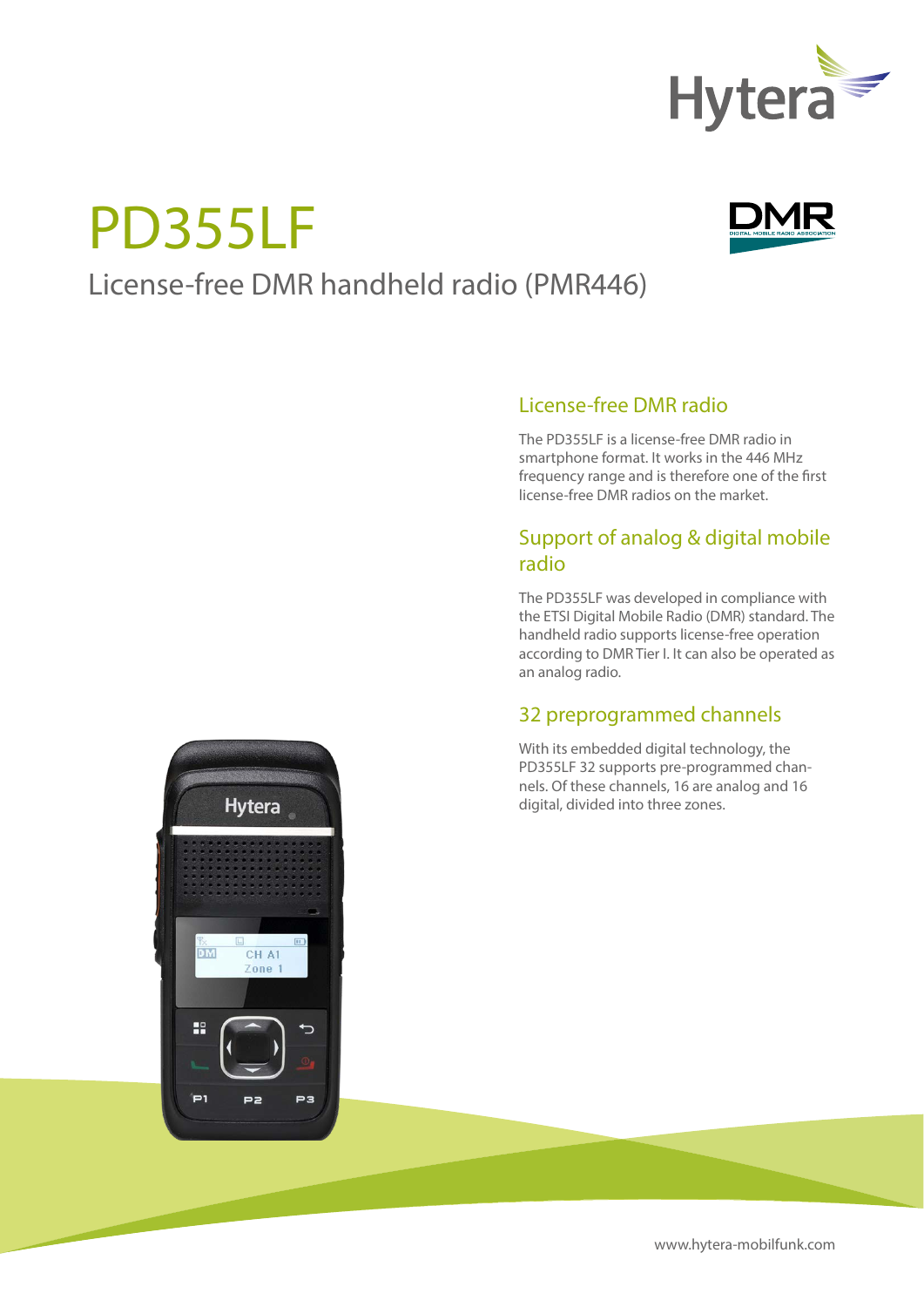# PD355LF

License-free DMR handheld radio (PMR446)

## License-free DMR radio

The PD355LF is a license-free DMR radio in smartphone format. It works in the 446 MHz frequency range and is therefore one of the first license-free DMR radios on the market.

## Support of analog & digital mobile radio

The PD355LF was developed in compliance with the ETSI Digital Mobile Radio (DMR) standard. The handheld radio supports license-free operation according to DMR Tier I. It can also be operated as an analog radio.

## 32 preprogrammed channels

With its embedded digital technology, the PD355LF 32 supports pre-programmed channels. Of these channels, 16 are analog and 16 digital, divided into three zones.

www.hytera-mobilfunk.com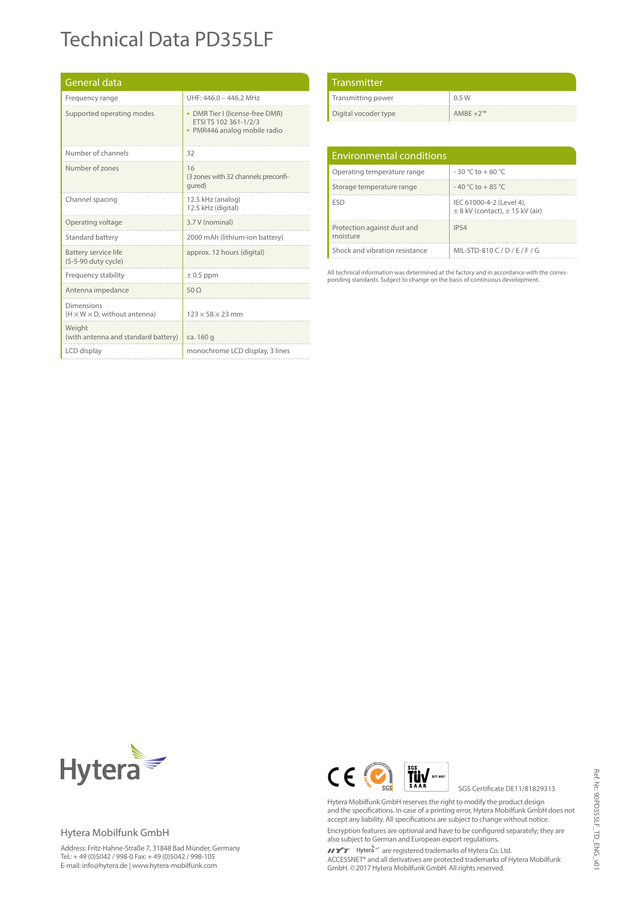# Technical Data PD355LF

## General data

| | |
|---|---|
| Frequency range | UHF: 446.0 – 446.2 MHz |
| Supported operating modes | ▪ DMR Tier I (license-free DMR) ETSI TS 102 361-1/2/3<br>▪ PMR446 analog mobile radio |
| Number of channels | 32 |
| Number of zones | 16<br>(3 zones with 32 channels preconfigured) |
| Channel spacing | 12.5 kHz (analog)<br>12.5 kHz (digital) |
| Operating voltage | 3.7 V (nominal) |
| Standard battery | 2000 mAh (lithium-ion battery) |
| Battery service life<br>(5-5-90 duty cycle) | approx. 12 hours (digital) |
| Frequency stability | ± 0.5 ppm |
| Antenna impedance | 50 Ω |
| Dimensions<br>(H × W × D, without antenna) | 123 × 58 × 23 mm |
| Weight<br>(with antenna and standard battery) | ca. 160 g |
| LCD display | monochrome LCD display, 3 lines |

## Transmitter

| | |
|---|---|
| Transmitting power | 0.5 W |
| Digital vocoder type | AMBE +2™ |

## Environmental conditions

| | |
|---|---|
| Operating temperature range | - 30 °C to + 60 °C |
| Storage temperature range | - 40 °C to + 85 °C |
| ESD | IEC 61000-4-2 (Level 4),<br>± 8 kV (contact), ± 15 kV (air) |
| Protection against dust and moisture | IP54 |
| Shock and vibration resistance | MIL-STD-810 C / D / E / F / G |

All technical information was determined at the factory and in accordance with the corresponding standards. Subject to change on the basis of continuous development.

Hytera

Hytera Mobilfunk GmbH

Address: Fritz-Hahne-Straße 7, 31848 Bad Münder, Germany
Tel.: + 49 (0)5042 / 998-0 Fax: + 49 (0)5042 / 998-105
E-mail: info@hytera.de | www.hytera-mobilfunk.com

SGS Certificate DE11/81829313

Hytera Mobilfunk GmbH reserves the right to modify the product design and the specifications. In case of a printing error, Hytera Mobilfunk GmbH does not accept any liability. All specifications are subject to change without notice.

Encryption features are optional and have to be configured separately; they are also subject to German and European export regulations.

HYT Hytera are registered trademarks of Hytera Co. Ltd.
ACCESSNET® and all derivatives are protected trademarks of Hytera Mobilfunk GmbH. © 2017 Hytera Mobilfunk GmbH. All rights reserved.

Ref. Nr.: 90PD355LF_TD_ENG_v01